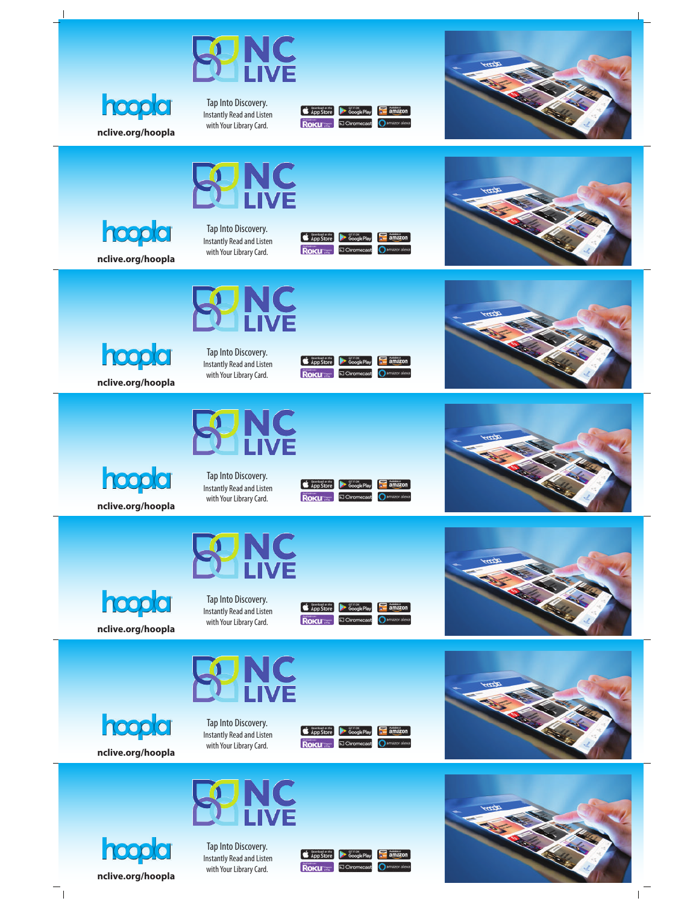NC LIVE

hoopla

nclive.org/hoopla

Tap Into Discovery.
Instantly Read and Listen
with Your Library Card.

Download on the App Store | GET IT ON Google Play | Available at amazon
Roku | Chromecast | amazon alexa

---

NC LIVE

hoopla

nclive.org/hoopla

Tap Into Discovery.
Instantly Read and Listen
with Your Library Card.

Download on the App Store | GET IT ON Google Play | Available at amazon
Roku | Chromecast | amazon alexa

---

NC LIVE

hoopla

nclive.org/hoopla

Tap Into Discovery.
Instantly Read and Listen
with Your Library Card.

Download on the App Store | GET IT ON Google Play | Available at amazon
Roku | Chromecast | amazon alexa

---

NC LIVE

hoopla

nclive.org/hoopla

Tap Into Discovery.
Instantly Read and Listen
with Your Library Card.

Download on the App Store | GET IT ON Google Play | Available at amazon
Roku | Chromecast | amazon alexa

---

NC LIVE

hoopla

nclive.org/hoopla

Tap Into Discovery.
Instantly Read and Listen
with Your Library Card.

Download on the App Store | GET IT ON Google Play | Available at amazon
Roku | Chromecast | amazon alexa

---

NC LIVE

hoopla

nclive.org/hoopla

Tap Into Discovery.
Instantly Read and Listen
with Your Library Card.

Download on the App Store | GET IT ON Google Play | Available at amazon
Roku | Chromecast | amazon alexa

---

NC LIVE

hoopla

nclive.org/hoopla

Tap Into Discovery.
Instantly Read and Listen
with Your Library Card.

Download on the App Store | GET IT ON Google Play | Available at amazon
Roku | Chromecast | amazon alexa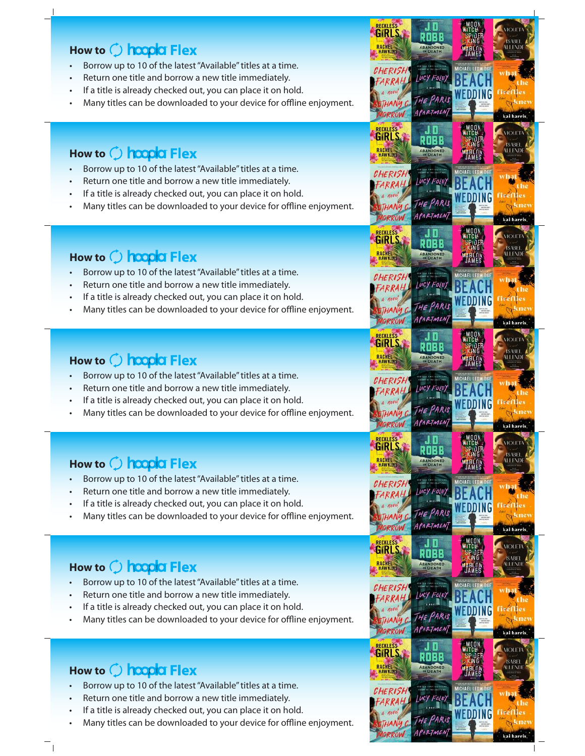## How to hoopla Flex

- Borrow up to 10 of the latest "Available" titles at a time.
- Return one title and borrow a new title immediately.
- If a title is already checked out, you can place it on hold.
- Many titles can be downloaded to your device for offline enjoyment.

## How to hoopla Flex

- Borrow up to 10 of the latest "Available" titles at a time.
- Return one title and borrow a new title immediately.
- If a title is already checked out, you can place it on hold.
- Many titles can be downloaded to your device for offline enjoyment.

## How to hoopla Flex

- Borrow up to 10 of the latest "Available" titles at a time.
- Return one title and borrow a new title immediately.
- If a title is already checked out, you can place it on hold.
- Many titles can be downloaded to your device for offline enjoyment.

## How to hoopla Flex

- Borrow up to 10 of the latest "Available" titles at a time.
- Return one title and borrow a new title immediately.
- If a title is already checked out, you can place it on hold.
- Many titles can be downloaded to your device for offline enjoyment.

## How to hoopla Flex

- Borrow up to 10 of the latest "Available" titles at a time.
- Return one title and borrow a new title immediately.
- If a title is already checked out, you can place it on hold.
- Many titles can be downloaded to your device for offline enjoyment.

## How to hoopla Flex

- Borrow up to 10 of the latest "Available" titles at a time.
- Return one title and borrow a new title immediately.
- If a title is already checked out, you can place it on hold.
- Many titles can be downloaded to your device for offline enjoyment.

## How to hoopla Flex

- Borrow up to 10 of the latest "Available" titles at a time.
- Return one title and borrow a new title immediately.
- If a title is already checked out, you can place it on hold.
- Many titles can be downloaded to your device for offline enjoyment.